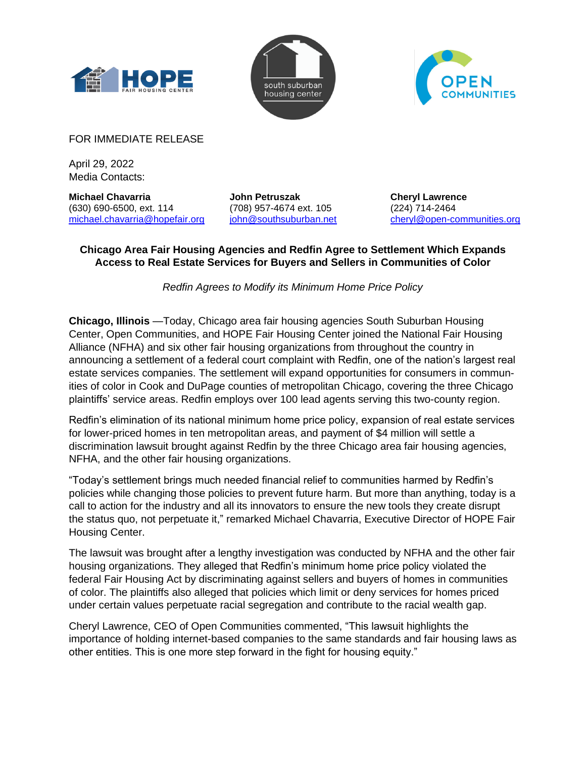FOR IMMEDIATE RELEASE

April 29, 2022
Media Contacts:

**Michael Chavarria**
(630) 690-6500, ext. 114
michael.chavarria@hopefair.org

**John Petruszak**
(708) 957-4674 ext. 105
john@southsuburban.net

**Cheryl Lawrence**
(224) 714-2464
cheryl@open-communities.org

## Chicago Area Fair Housing Agencies and Redfin Agree to Settlement Which Expands Access to Real Estate Services for Buyers and Sellers in Communities of Color

*Redfin Agrees to Modify its Minimum Home Price Policy*

**Chicago, Illinois** —Today, Chicago area fair housing agencies South Suburban Housing Center, Open Communities, and HOPE Fair Housing Center joined the National Fair Housing Alliance (NFHA) and six other fair housing organizations from throughout the country in announcing a settlement of a federal court complaint with Redfin, one of the nation's largest real estate services companies. The settlement will expand opportunities for consumers in communities of color in Cook and DuPage counties of metropolitan Chicago, covering the three Chicago plaintiffs' service areas. Redfin employs over 100 lead agents serving this two-county region.

Redfin's elimination of its national minimum home price policy, expansion of real estate services for lower-priced homes in ten metropolitan areas, and payment of $4 million will settle a discrimination lawsuit brought against Redfin by the three Chicago area fair housing agencies, NFHA, and the other fair housing organizations.

"Today's settlement brings much needed financial relief to communities harmed by Redfin's policies while changing those policies to prevent future harm. But more than anything, today is a call to action for the industry and all its innovators to ensure the new tools they create disrupt the status quo, not perpetuate it," remarked Michael Chavarria, Executive Director of HOPE Fair Housing Center.

The lawsuit was brought after a lengthy investigation was conducted by NFHA and the other fair housing organizations. They alleged that Redfin's minimum home price policy violated the federal Fair Housing Act by discriminating against sellers and buyers of homes in communities of color. The plaintiffs also alleged that policies which limit or deny services for homes priced under certain values perpetuate racial segregation and contribute to the racial wealth gap.

Cheryl Lawrence, CEO of Open Communities commented, "This lawsuit highlights the importance of holding internet-based companies to the same standards and fair housing laws as other entities. This is one more step forward in the fight for housing equity."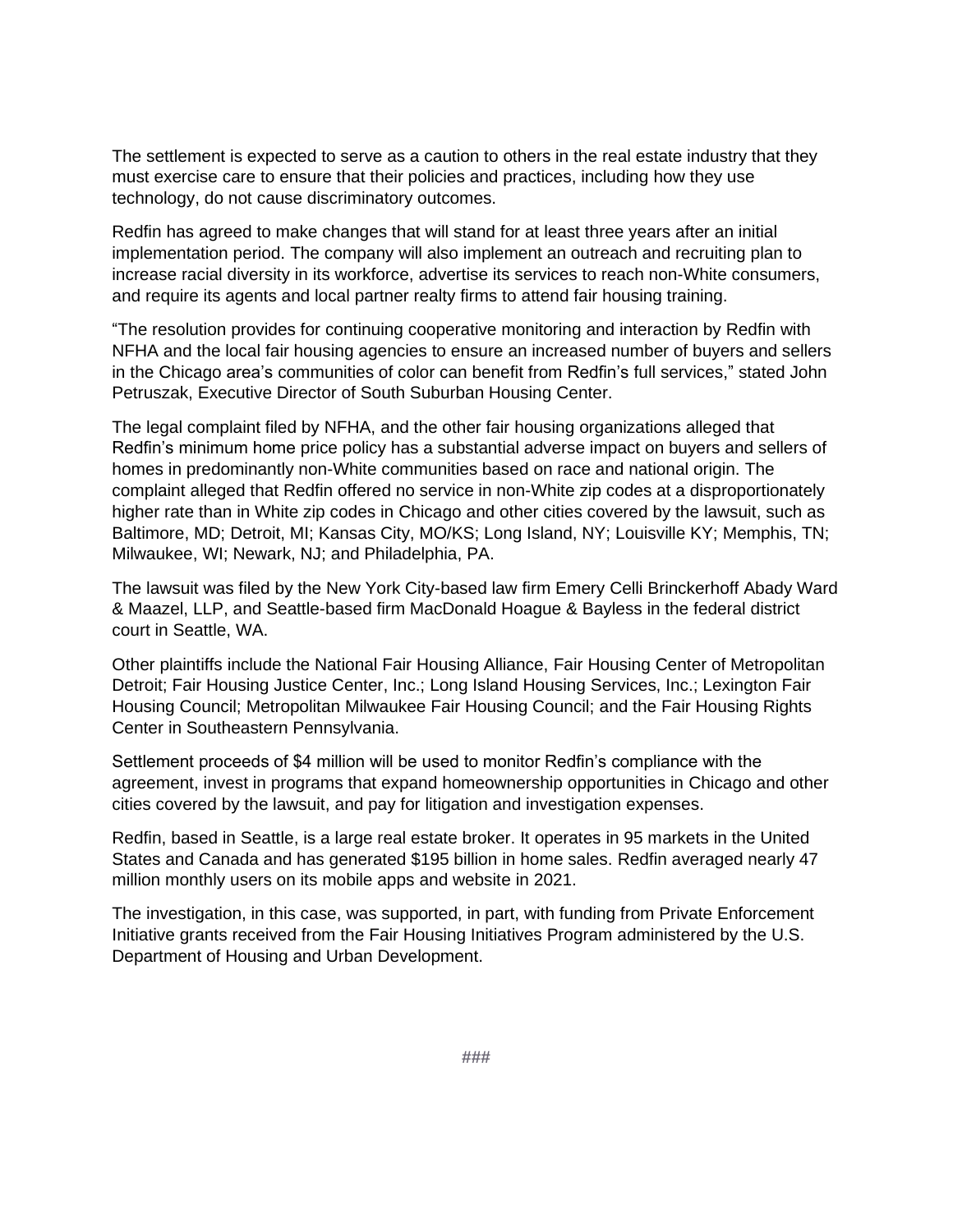The settlement is expected to serve as a caution to others in the real estate industry that they must exercise care to ensure that their policies and practices, including how they use technology, do not cause discriminatory outcomes.

Redfin has agreed to make changes that will stand for at least three years after an initial implementation period. The company will also implement an outreach and recruiting plan to increase racial diversity in its workforce, advertise its services to reach non-White consumers, and require its agents and local partner realty firms to attend fair housing training.

"The resolution provides for continuing cooperative monitoring and interaction by Redfin with NFHA and the local fair housing agencies to ensure an increased number of buyers and sellers in the Chicago area's communities of color can benefit from Redfin's full services," stated John Petruszak, Executive Director of South Suburban Housing Center.

The legal complaint filed by NFHA, and the other fair housing organizations alleged that Redfin's minimum home price policy has a substantial adverse impact on buyers and sellers of homes in predominantly non-White communities based on race and national origin. The complaint alleged that Redfin offered no service in non-White zip codes at a disproportionately higher rate than in White zip codes in Chicago and other cities covered by the lawsuit, such as Baltimore, MD; Detroit, MI; Kansas City, MO/KS; Long Island, NY; Louisville KY; Memphis, TN; Milwaukee, WI; Newark, NJ; and Philadelphia, PA.

The lawsuit was filed by the New York City-based law firm Emery Celli Brinckerhoff Abady Ward & Maazel, LLP, and Seattle-based firm MacDonald Hoague & Bayless in the federal district court in Seattle, WA.

Other plaintiffs include the National Fair Housing Alliance, Fair Housing Center of Metropolitan Detroit; Fair Housing Justice Center, Inc.; Long Island Housing Services, Inc.; Lexington Fair Housing Council; Metropolitan Milwaukee Fair Housing Council; and the Fair Housing Rights Center in Southeastern Pennsylvania.

Settlement proceeds of $4 million will be used to monitor Redfin's compliance with the agreement, invest in programs that expand homeownership opportunities in Chicago and other cities covered by the lawsuit, and pay for litigation and investigation expenses.

Redfin, based in Seattle, is a large real estate broker. It operates in 95 markets in the United States and Canada and has generated $195 billion in home sales. Redfin averaged nearly 47 million monthly users on its mobile apps and website in 2021.

The investigation, in this case, was supported, in part, with funding from Private Enforcement Initiative grants received from the Fair Housing Initiatives Program administered by the U.S. Department of Housing and Urban Development.

###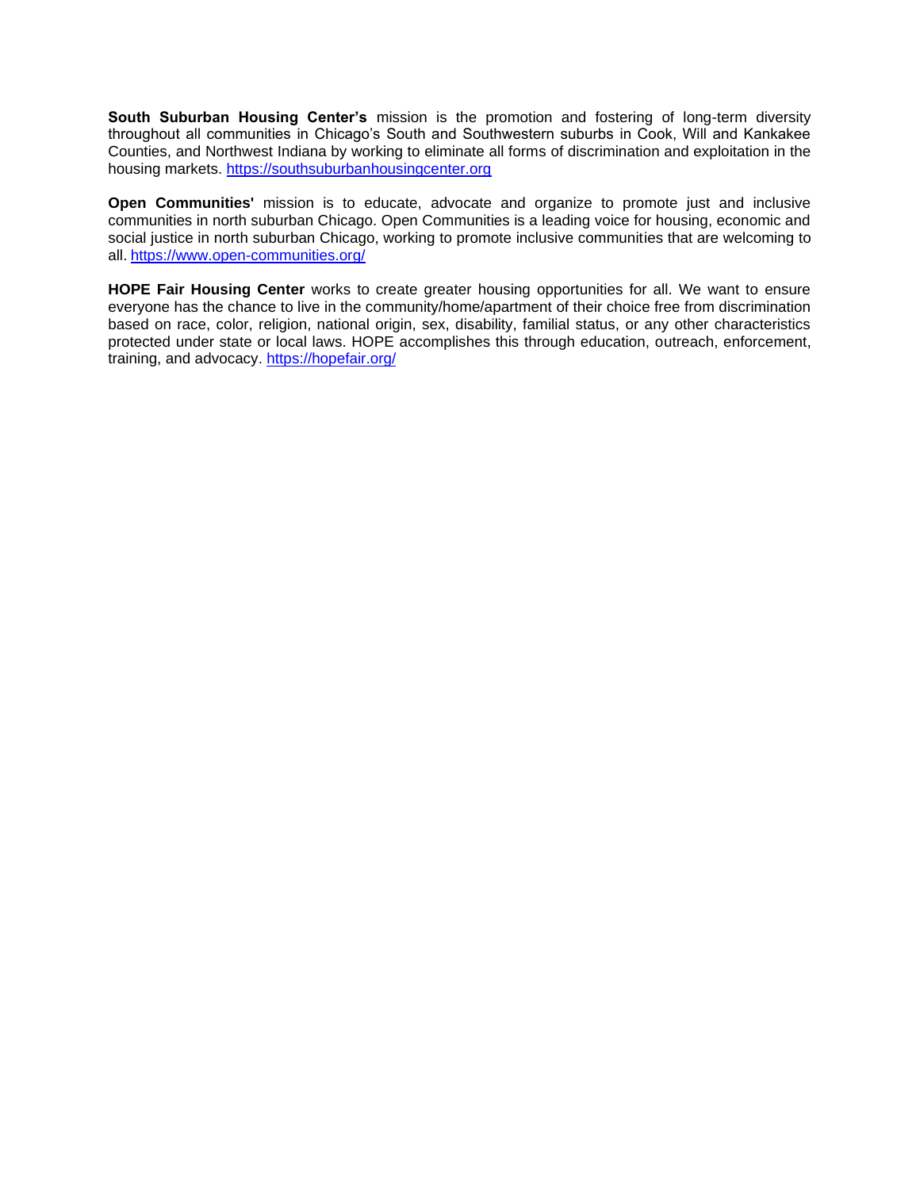**South Suburban Housing Center's** mission is the promotion and fostering of long-term diversity throughout all communities in Chicago's South and Southwestern suburbs in Cook, Will and Kankakee Counties, and Northwest Indiana by working to eliminate all forms of discrimination and exploitation in the housing markets. https://southsuburbanhousingcenter.org

**Open Communities'** mission is to educate, advocate and organize to promote just and inclusive communities in north suburban Chicago. Open Communities is a leading voice for housing, economic and social justice in north suburban Chicago, working to promote inclusive communities that are welcoming to all. https://www.open-communities.org/

**HOPE Fair Housing Center** works to create greater housing opportunities for all. We want to ensure everyone has the chance to live in the community/home/apartment of their choice free from discrimination based on race, color, religion, national origin, sex, disability, familial status, or any other characteristics protected under state or local laws. HOPE accomplishes this through education, outreach, enforcement, training, and advocacy. https://hopefair.org/